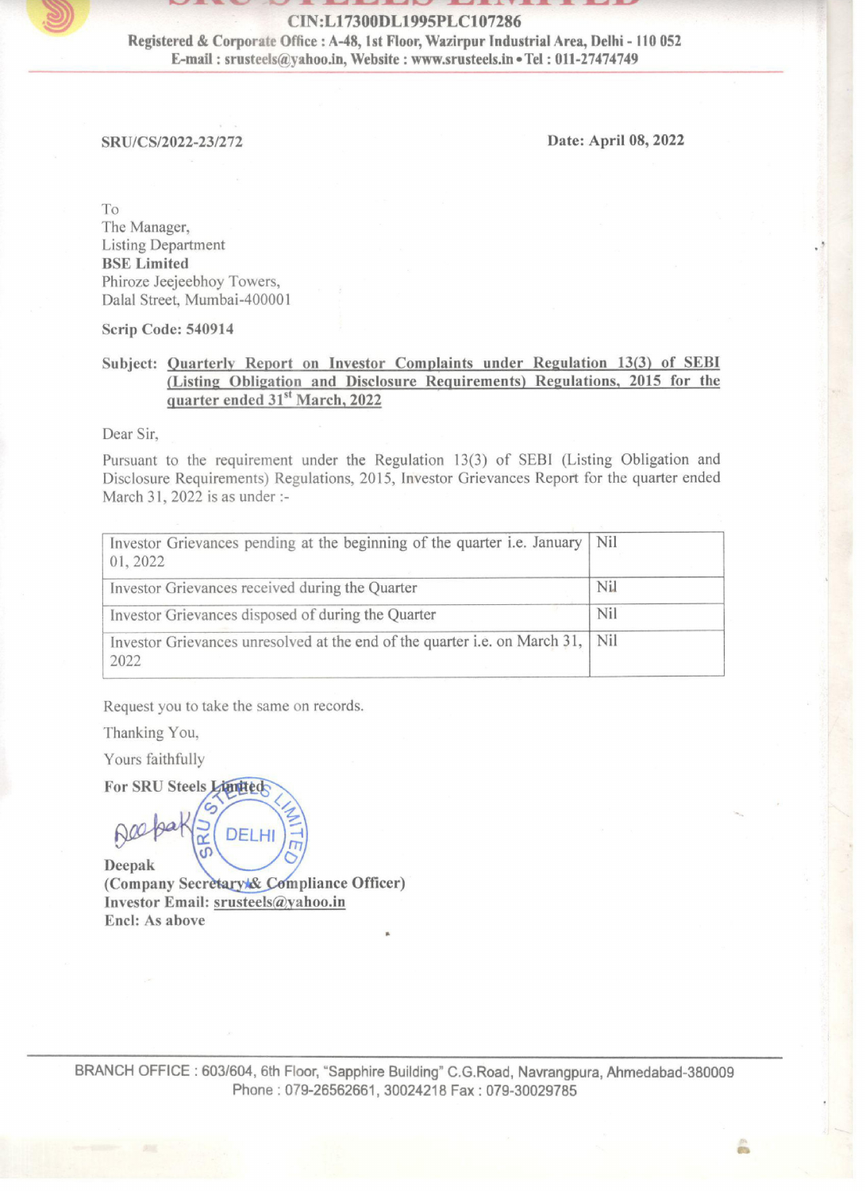CIN:L17300DL1995PLC107286

**Registered & Corporate Office : A-48, 1st Floor, Wazirpur Industrial Area, Delhi - 110 052**
**E-mail : srusteels@yahoo.in, Website : www.srusteels.in • Tel : 011-27474749**

**SRU/CS/2022-23/272** **Date: April 08, 2022**

To
The Manager,
Listing Department
**BSE Limited**
Phiroze Jeejeebhoy Towers,
Dalal Street, Mumbai-400001

**Scrip Code: 540914**

**Subject: Quarterly Report on Investor Complaints under Regulation 13(3) of SEBI (Listing Obligation and Disclosure Requirements) Regulations, 2015 for the quarter ended 31st March, 2022**

Dear Sir,

Pursuant to the requirement under the Regulation 13(3) of SEBI (Listing Obligation and Disclosure Requirements) Regulations, 2015, Investor Grievances Report for the quarter ended March 31, 2022 is as under :-

| | |
|---|---|
| Investor Grievances pending at the beginning of the quarter i.e. January 01, 2022 | Nil |
| Investor Grievances received during the Quarter | Nil |
| Investor Grievances disposed of during the Quarter | Nil |
| Investor Grievances unresolved at the end of the quarter i.e. on March 31, 2022 | Nil |

Request you to take the same on records.

Thanking You,

Yours faithfully

**For SRU Steels Limited**

**Deepak**
**(Company Secretary & Compliance Officer)**
**Investor Email: srusteels@yahoo.in**
**Encl: As above**

BRANCH OFFICE : 603/604, 6th Floor, "Sapphire Building" C.G.Road, Navrangpura, Ahmedabad-380009
Phone : 079-26562661, 30024218 Fax : 079-30029785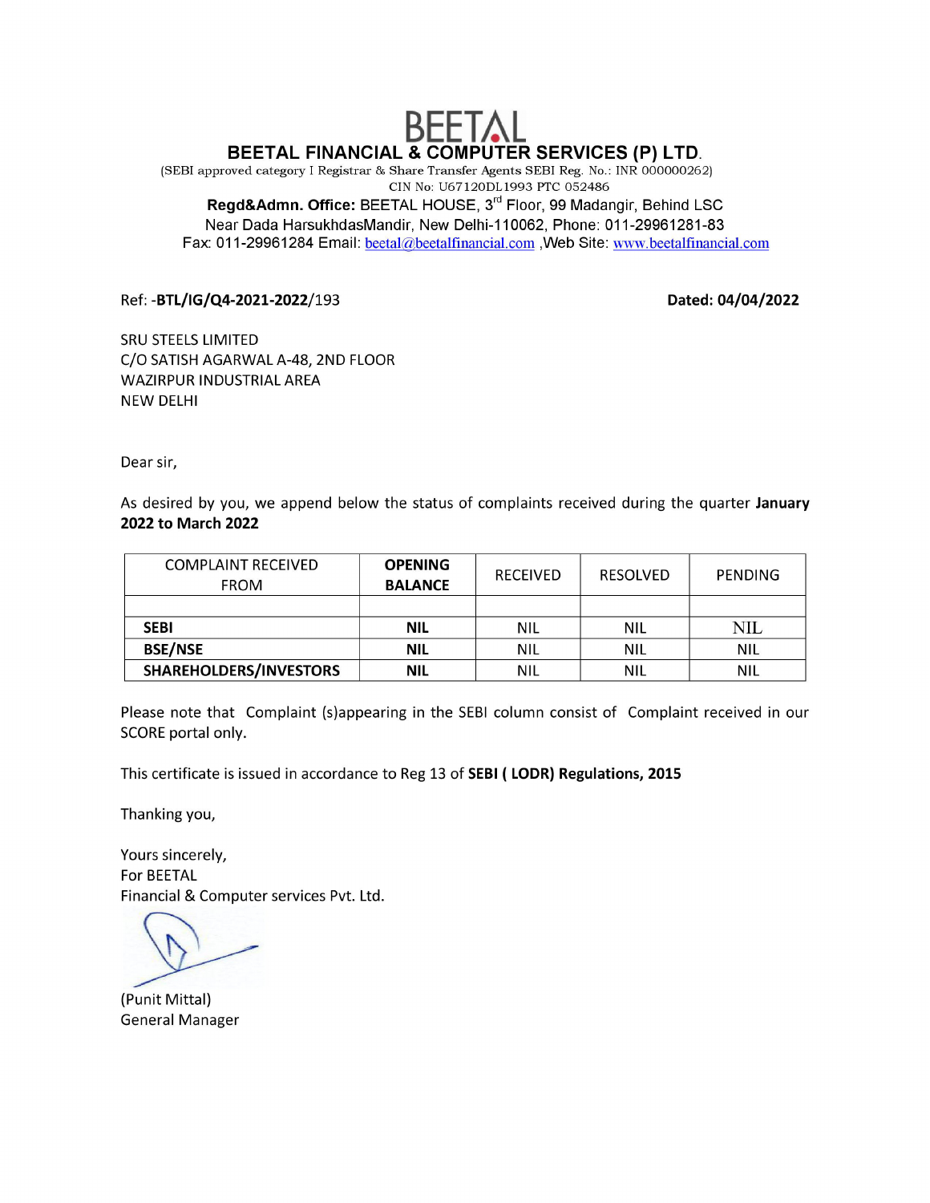# BEETAL

## BEETAL FINANCIAL & COMPUTER SERVICES (P) LTD.

(SEBI approved category I Registrar & Share Transfer Agents SEBI Reg. No.: INR 000000262)
CIN No: U67120DL1993 PTC 052486

**Regd&Admn. Office:** BEETAL HOUSE, 3rd Floor, 99 Madangir, Behind LSC
Near Dada HarsukhdasMandir, New Delhi-110062, Phone: 011-29961281-83
Fax: 011-29961284 Email: beetal@beetalfinancial.com ,Web Site: www.beetalfinancial.com

Ref: -**BTL/IG/Q4-2021-2022**/193 **Dated: 04/04/2022**

SRU STEELS LIMITED
C/O SATISH AGARWAL A-48, 2ND FLOOR
WAZIRPUR INDUSTRIAL AREA
NEW DELHI

Dear sir,

As desired by you, we append below the status of complaints received during the quarter **January 2022 to March 2022**

| COMPLAINT RECEIVED FROM | **OPENING BALANCE** | RECEIVED | RESOLVED | PENDING |
|---|---|---|---|---|
| | | | | |
| **SEBI** | **NIL** | NIL | NIL | NIL |
| **BSE/NSE** | **NIL** | NIL | NIL | NIL |
| **SHAREHOLDERS/INVESTORS** | **NIL** | NIL | NIL | NIL |

Please note that Complaint (s)appearing in the SEBI column consist of Complaint received in our SCORE portal only.

This certificate is issued in accordance to Reg 13 of **SEBI ( LODR) Regulations, 2015**

Thanking you,

Yours sincerely,
For BEETAL
Financial & Computer services Pvt. Ltd.

(Punit Mittal)
General Manager